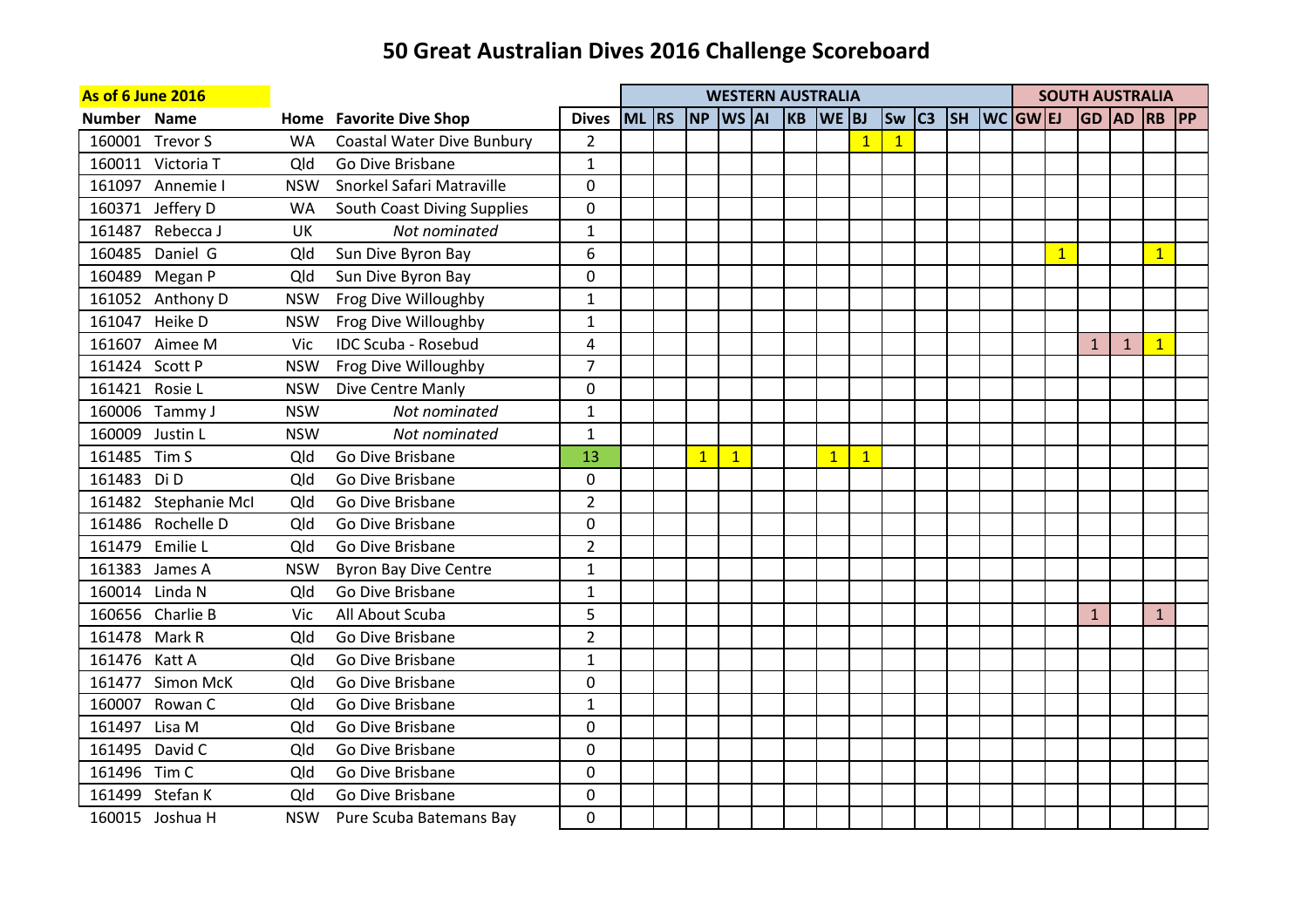# 50 Great Australian Dives 2016 Challenge Scoreboard

| **As of 6 June 2016** | | | | | **WESTERN AUSTRALIA** | | | | | | | | | | | | | **SOUTH AUSTRALIA** | | | | | |
|---|---|---|---|---|---|---|---|---|---|---|---|---|---|---|---|---|---|---|---|---|---|---|---|
| **Number** | **Name** | **Home** | **Favorite Dive Shop** | **Dives** | **ML** | **RS** | **NP** | **WS** | **AI** | **KB** | **WE** | **BJ** | **Sw** | **C3** | **SH** | **WC** | **GW** | **EJ** | **GD** | **AD** | **RB** | **PP** |
| 160001 | Trevor S | WA | Coastal Water Dive Bunbury | 2 | | | | | | | | 1 | 1 | | | | | | | | | |
| 160011 | Victoria T | Qld | Go Dive Brisbane | 1 | | | | | | | | | | | | | | | | | | |
| 161097 | Annemie I | NSW | Snorkel Safari Matraville | 0 | | | | | | | | | | | | | | | | | | |
| 160371 | Jeffery D | WA | South Coast Diving Supplies | 0 | | | | | | | | | | | | | | | | | | |
| 161487 | Rebecca J | UK | *Not nominated* | 1 | | | | | | | | | | | | | | | | | | |
| 160485 | Daniel G | Qld | Sun Dive Byron Bay | 6 | | | | | | | | | | | | | | 1 | | | 1 | |
| 160489 | Megan P | Qld | Sun Dive Byron Bay | 0 | | | | | | | | | | | | | | | | | | |
| 161052 | Anthony D | NSW | Frog Dive Willoughby | 1 | | | | | | | | | | | | | | | | | | |
| 161047 | Heike D | NSW | Frog Dive Willoughby | 1 | | | | | | | | | | | | | | | | | | |
| 161607 | Aimee M | Vic | IDC Scuba - Rosebud | 4 | | | | | | | | | | | | | | | 1 | 1 | 1 | |
| 161424 | Scott P | NSW | Frog Dive Willoughby | 7 | | | | | | | | | | | | | | | | | | |
| 161421 | Rosie L | NSW | Dive Centre Manly | 0 | | | | | | | | | | | | | | | | | | |
| 160006 | Tammy J | NSW | *Not nominated* | 1 | | | | | | | | | | | | | | | | | | |
| 160009 | Justin L | NSW | *Not nominated* | 1 | | | | | | | | | | | | | | | | | | |
| 161485 | Tim S | Qld | Go Dive Brisbane | 13 | | | 1 | 1 | | | 1 | 1 | | | | | | | | | | |
| 161483 | Di D | Qld | Go Dive Brisbane | 0 | | | | | | | | | | | | | | | | | | |
| 161482 | Stephanie McI | Qld | Go Dive Brisbane | 2 | | | | | | | | | | | | | | | | | | |
| 161486 | Rochelle D | Qld | Go Dive Brisbane | 0 | | | | | | | | | | | | | | | | | | |
| 161479 | Emilie L | Qld | Go Dive Brisbane | 2 | | | | | | | | | | | | | | | | | | |
| 161383 | James A | NSW | Byron Bay Dive Centre | 1 | | | | | | | | | | | | | | | | | | |
| 160014 | Linda N | Qld | Go Dive Brisbane | 1 | | | | | | | | | | | | | | | | | | |
| 160656 | Charlie B | Vic | All About Scuba | 5 | | | | | | | | | | | | | | | 1 | | 1 | |
| 161478 | Mark R | Qld | Go Dive Brisbane | 2 | | | | | | | | | | | | | | | | | | |
| 161476 | Katt A | Qld | Go Dive Brisbane | 1 | | | | | | | | | | | | | | | | | | |
| 161477 | Simon McK | Qld | Go Dive Brisbane | 0 | | | | | | | | | | | | | | | | | | |
| 160007 | Rowan C | Qld | Go Dive Brisbane | 1 | | | | | | | | | | | | | | | | | | |
| 161497 | Lisa M | Qld | Go Dive Brisbane | 0 | | | | | | | | | | | | | | | | | | |
| 161495 | David C | Qld | Go Dive Brisbane | 0 | | | | | | | | | | | | | | | | | | |
| 161496 | Tim C | Qld | Go Dive Brisbane | 0 | | | | | | | | | | | | | | | | | | |
| 161499 | Stefan K | Qld | Go Dive Brisbane | 0 | | | | | | | | | | | | | | | | | | |
| 160015 | Joshua H | NSW | Pure Scuba Batemans Bay | 0 | | | | | | | | | | | | | | | | | | |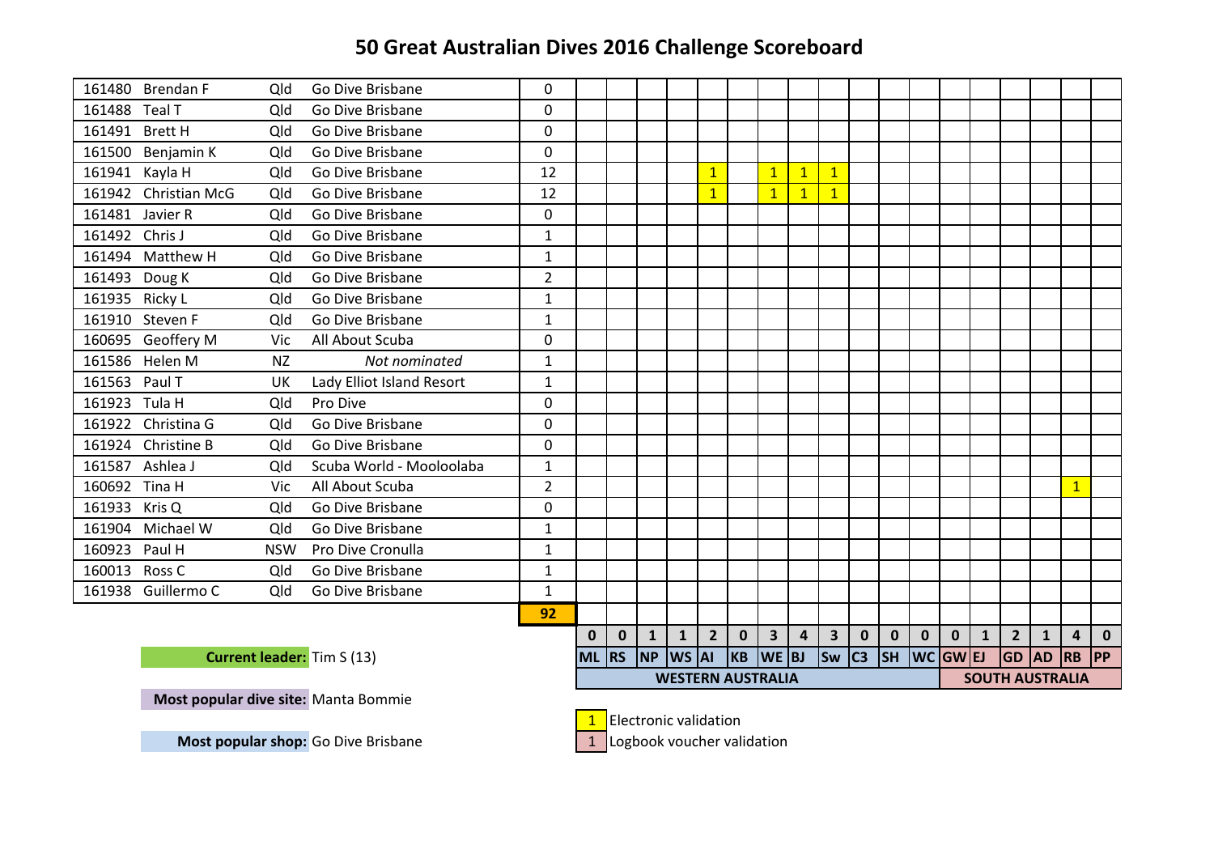# 50 Great Australian Dives 2016 Challenge Scoreboard

| | | | | | ML | RS | NP | WS | AI | KB | WE | BJ | Sw | C3 | SH | WC | GW | EJ | GD | AD | RB | PP |
|---|---|---|---|---|---|---|---|---|---|---|---|---|---|---|---|---|---|---|---|---|---|---|
| | | | | | WESTERN AUSTRALIA | | | | | | | | | | | | SOUTH AUSTRALIA | | | | | |
| 161480 | Brendan F | Qld | Go Dive Brisbane | 0 | | | | | | | | | | | | | | | | | | |
| 161488 | Teal T | Qld | Go Dive Brisbane | 0 | | | | | | | | | | | | | | | | | | |
| 161491 | Brett H | Qld | Go Dive Brisbane | 0 | | | | | | | | | | | | | | | | | | |
| 161500 | Benjamin K | Qld | Go Dive Brisbane | 0 | | | | | | | | | | | | | | | | | | |
| 161941 | Kayla H | Qld | Go Dive Brisbane | 12 | | | | | 1 | | 1 | 1 | 1 | | | | | | | | | |
| 161942 | Christian McG | Qld | Go Dive Brisbane | 12 | | | | | 1 | | 1 | 1 | 1 | | | | | | | | | |
| 161481 | Javier R | Qld | Go Dive Brisbane | 0 | | | | | | | | | | | | | | | | | | |
| 161492 | Chris J | Qld | Go Dive Brisbane | 1 | | | | | | | | | | | | | | | | | | |
| 161494 | Matthew H | Qld | Go Dive Brisbane | 1 | | | | | | | | | | | | | | | | | | |
| 161493 | Doug K | Qld | Go Dive Brisbane | 2 | | | | | | | | | | | | | | | | | | |
| 161935 | Ricky L | Qld | Go Dive Brisbane | 1 | | | | | | | | | | | | | | | | | | |
| 161910 | Steven F | Qld | Go Dive Brisbane | 1 | | | | | | | | | | | | | | | | | | |
| 160695 | Geoffery M | Vic | All About Scuba | 0 | | | | | | | | | | | | | | | | | | |
| 161586 | Helen M | NZ | *Not nominated* | 1 | | | | | | | | | | | | | | | | | | |
| 161563 | Paul T | UK | Lady Elliot Island Resort | 1 | | | | | | | | | | | | | | | | | | |
| 161923 | Tula H | Qld | Pro Dive | 0 | | | | | | | | | | | | | | | | | | |
| 161922 | Christina G | Qld | Go Dive Brisbane | 0 | | | | | | | | | | | | | | | | | | |
| 161924 | Christine B | Qld | Go Dive Brisbane | 0 | | | | | | | | | | | | | | | | | | |
| 161587 | Ashlea J | Qld | Scuba World - Mooloolaba | 1 | | | | | | | | | | | | | | | | | | |
| 160692 | Tina H | Vic | All About Scuba | 2 | | | | | | | | | | | | | | | | | 1 | |
| 161933 | Kris Q | Qld | Go Dive Brisbane | 0 | | | | | | | | | | | | | | | | | | |
| 161904 | Michael W | Qld | Go Dive Brisbane | 1 | | | | | | | | | | | | | | | | | | |
| 160923 | Paul H | NSW | Pro Dive Cronulla | 1 | | | | | | | | | | | | | | | | | | |
| 160013 | Ross C | Qld | Go Dive Brisbane | 1 | | | | | | | | | | | | | | | | | | |
| 161938 | Guillermo C | Qld | Go Dive Brisbane | 1 | | | | | | | | | | | | | | | | | | |
| | | | | **92** | | | | | | | | | | | | | | | | | | |
| | | | | | **0** | **0** | **1** | **1** | **2** | **0** | **3** | **4** | **3** | **0** | **0** | **0** | **0** | **1** | **2** | **1** | **4** | **0** |

**Current leader:** Tim S (13)

**Most popular dive site:** Manta Bommie

**Most popular shop:** Go Dive Brisbane

1 Electronic validation

1 Logbook voucher validation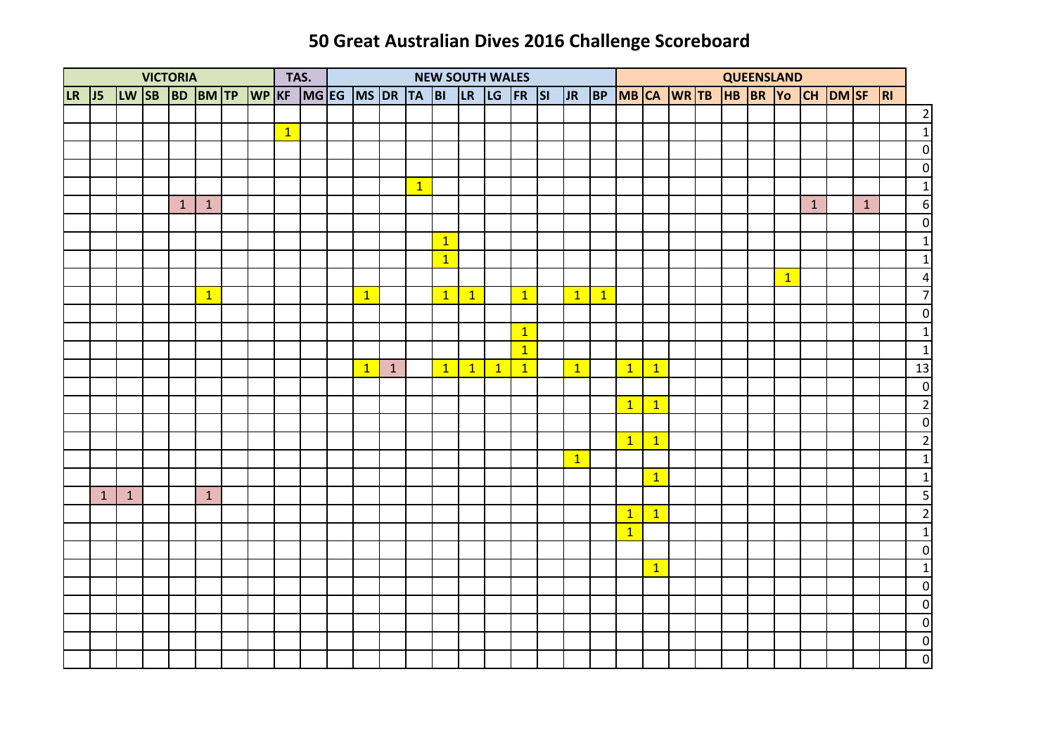# 50 Great Australian Dives 2016 Challenge Scoreboard

| VICTORIA | | | | | | | | TAS. | | NEW SOUTH WALES | | | | | | | | | | | QUEENSLAND | | | | | | | | | | | |
|---|---|---|---|---|---|---|---|---|---|---|---|---|---|---|---|---|---|---|---|---|---|---|---|---|---|---|---|---|---|---|---|---|
| LR | J5 | LW | SB | BD | BM | TP | WP | KF | MG | EG | MS | DR | TA | BI | LR | LG | FR | SI | JR | BP | MB | CA | WR | TB | HB | BR | Yo | CH | DM | SF | RI | |
| | | | | | | | | | | | | | | | | | | | | | | | | | | | | | | | | 2 |
| | | | | | | | | 1 | | | | | | | | | | | | | | | | | | | | | | | | 1 |
| | | | | | | | | | | | | | | | | | | | | | | | | | | | | | | | | 0 |
| | | | | | | | | | | | | | | | | | | | | | | | | | | | | | | | | 0 |
| | | | | | | | | | | | | | 1 | | | | | | | | | | | | | | | | | | | 1 |
| | | | | 1 | 1 | | | | | | | | | | | | | | | | | | | | | | | 1 | | 1 | | 6 |
| | | | | | | | | | | | | | | | | | | | | | | | | | | | | | | | | 0 |
| | | | | | | | | | | | | | | 1 | | | | | | | | | | | | | | | | | | 1 |
| | | | | | | | | | | | | | | 1 | | | | | | | | | | | | | | | | | | 1 |
| | | | | | | | | | | | | | | | | | | | | | | | | | | | 1 | | | | | 4 |
| | | | | | 1 | | | | | | 1 | | | 1 | 1 | | 1 | | 1 | 1 | | | | | | | | | | | | 7 |
| | | | | | | | | | | | | | | | | | | | | | | | | | | | | | | | | 0 |
| | | | | | | | | | | | | | | | | | 1 | | | | | | | | | | | | | | | 1 |
| | | | | | | | | | | | | | | | | | 1 | | | | | | | | | | | | | | | 1 |
| | | | | | | | | | | | 1 | 1 | | 1 | 1 | 1 | 1 | | 1 | | 1 | 1 | | | | | | | | | | 13 |
| | | | | | | | | | | | | | | | | | | | | | | | | | | | | | | | | 0 |
| | | | | | | | | | | | | | | | | | | | | | 1 | 1 | | | | | | | | | | 2 |
| | | | | | | | | | | | | | | | | | | | | | | | | | | | | | | | | 0 |
| | | | | | | | | | | | | | | | | | | | | | 1 | 1 | | | | | | | | | | 2 |
| | | | | | | | | | | | | | | | | | | | 1 | | | | | | | | | | | | | 1 |
| | | | | | | | | | | | | | | | | | | | | | | 1 | | | | | | | | | | 1 |
| | 1 | 1 | | | 1 | | | | | | | | | | | | | | | | | | | | | | | | | | | 5 |
| | | | | | | | | | | | | | | | | | | | | | 1 | 1 | | | | | | | | | | 2 |
| | | | | | | | | | | | | | | | | | | | | | 1 | | | | | | | | | | | 1 |
| | | | | | | | | | | | | | | | | | | | | | | | | | | | | | | | | 0 |
| | | | | | | | | | | | | | | | | | | | | | | 1 | | | | | | | | | | 1 |
| | | | | | | | | | | | | | | | | | | | | | | | | | | | | | | | | 0 |
| | | | | | | | | | | | | | | | | | | | | | | | | | | | | | | | | 0 |
| | | | | | | | | | | | | | | | | | | | | | | | | | | | | | | | | 0 |
| | | | | | | | | | | | | | | | | | | | | | | | | | | | | | | | | 0 |
| | | | | | | | | | | | | | | | | | | | | | | | | | | | | | | | | 0 |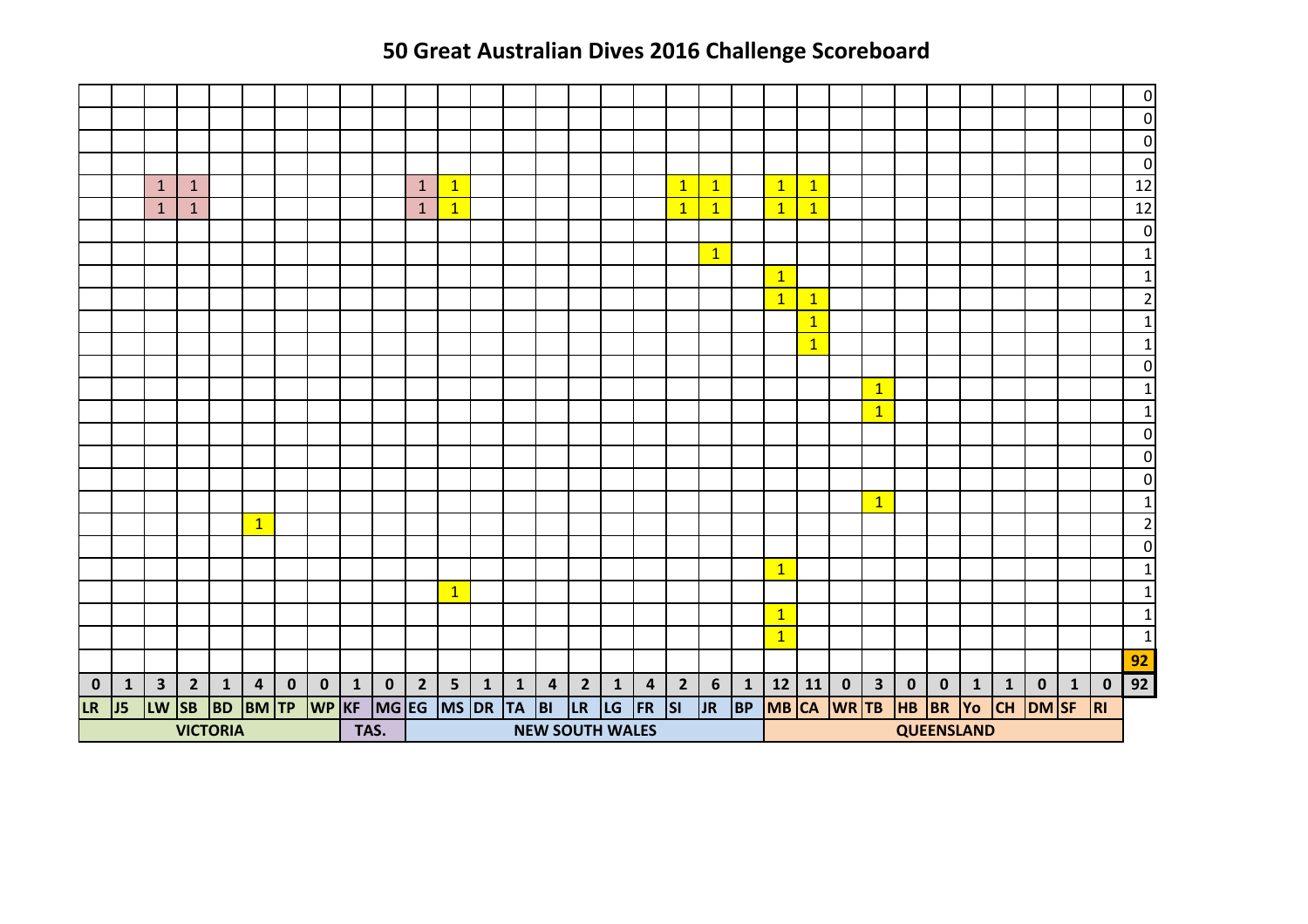# 50 Great Australian Dives 2016 Challenge Scoreboard

| | | | | | | | | | | | | | | | | | | | | | | | | | | | | | | | | |
|---|---|---|---|---|---|---|---|---|---|---|---|---|---|---|---|---|---|---|---|---|---|---|---|---|---|---|---|---|---|---|---|---|
| | | | | | | | | | | | | | | | | | | | | | | | | | | | | | | | | 0 |
| | | | | | | | | | | | | | | | | | | | | | | | | | | | | | | | | 0 |
| | | | | | | | | | | | | | | | | | | | | | | | | | | | | | | | | 0 |
| | | | | | | | | | | | | | | | | | | | | | | | | | | | | | | | | 0 |
| | | 1 | 1 | | | | | | | 1 | 1 | | | | | | | 1 | 1 | | 1 | 1 | | | | | | | | | | 12 |
| | | 1 | 1 | | | | | | | 1 | 1 | | | | | | | 1 | 1 | | 1 | 1 | | | | | | | | | | 12 |
| | | | | | | | | | | | | | | | | | | | | | | | | | | | | | | | | 0 |
| | | | | | | | | | | | | | | | | | | | 1 | | | | | | | | | | | | | 1 |
| | | | | | | | | | | | | | | | | | | | | | 1 | | | | | | | | | | | 1 |
| | | | | | | | | | | | | | | | | | | | | | 1 | 1 | | | | | | | | | | 2 |
| | | | | | | | | | | | | | | | | | | | | | | 1 | | | | | | | | | | 1 |
| | | | | | | | | | | | | | | | | | | | | | | 1 | | | | | | | | | | 1 |
| | | | | | | | | | | | | | | | | | | | | | | | | | | | | | | | | 0 |
| | | | | | | | | | | | | | | | | | | | | | | | | 1 | | | | | | | | 1 |
| | | | | | | | | | | | | | | | | | | | | | | | | 1 | | | | | | | | 1 |
| | | | | | | | | | | | | | | | | | | | | | | | | | | | | | | | | 0 |
| | | | | | | | | | | | | | | | | | | | | | | | | | | | | | | | | 0 |
| | | | | | | | | | | | | | | | | | | | | | | | | | | | | | | | | 0 |
| | | | | | | | | | | | | | | | | | | | | | | | | 1 | | | | | | | | 1 |
| | | | | | 1 | | | | | | | | | | | | | | | | | | | | | | | | | | | 2 |
| | | | | | | | | | | | | | | | | | | | | | | | | | | | | | | | | 0 |
| | | | | | | | | | | | | | | | | | | | | | 1 | | | | | | | | | | | 1 |
| | | | | | | | | | | 1 | | | | | | | | | | | | | | | | | | | | | | 1 |
| | | | | | | | | | | | | | | | | | | | | | 1 | | | | | | | | | | | 1 |
| | | | | | | | | | | | | | | | | | | | | | 1 | | | | | | | | | | | 1 |
| | | | | | | | | | | | | | | | | | | | | | | | | | | | | | | | | 92 |
| 0 | 1 | 3 | 2 | 1 | 4 | 0 | 0 | 1 | 0 | 2 | 5 | 1 | 1 | 4 | 2 | 1 | 4 | 2 | 6 | 1 | 12 | 11 | 0 | 3 | 0 | 0 | 1 | 1 | 0 | 1 | 0 | 92 |
| LR | J5 | LW | SB | BD | BM | TP | WP | KF | MG | EG | MS | DR | TA | BI | LR | LG | FR | SI | JR | BP | MB | CA | WR | TB | HB | BR | Yo | CH | DM | SF | RI | |
| VICTORIA | | | | | | | | TAS. | | NEW SOUTH WALES | | | | | | | | | | | QUEENSLAND | | | | | | | | | | | |